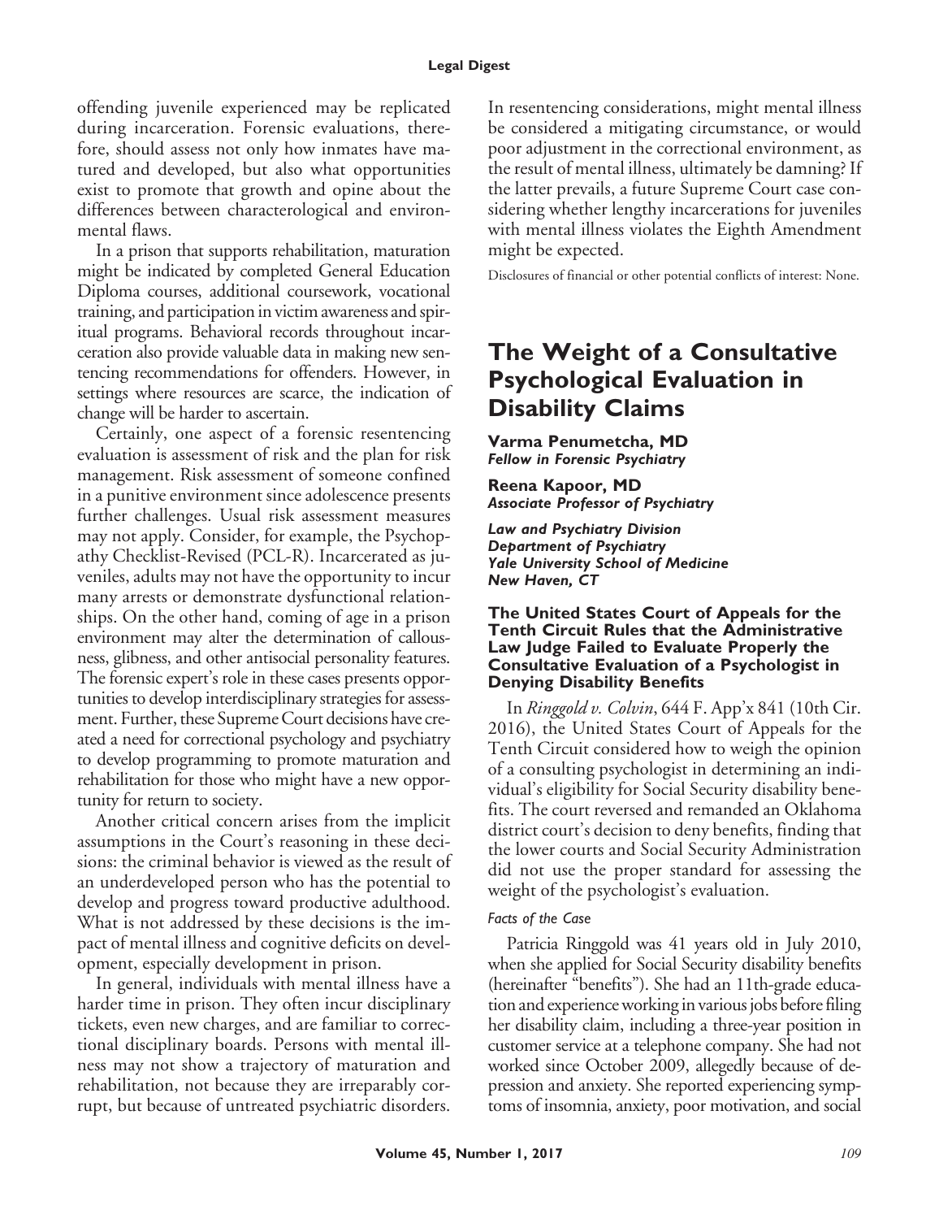offending juvenile experienced may be replicated during incarceration. Forensic evaluations, therefore, should assess not only how inmates have matured and developed, but also what opportunities exist to promote that growth and opine about the differences between characterological and environmental flaws.

In a prison that supports rehabilitation, maturation might be indicated by completed General Education Diploma courses, additional coursework, vocational training, and participation in victim awareness and spiritual programs. Behavioral records throughout incarceration also provide valuable data in making new sentencing recommendations for offenders. However, in settings where resources are scarce, the indication of change will be harder to ascertain.

Certainly, one aspect of a forensic resentencing evaluation is assessment of risk and the plan for risk management. Risk assessment of someone confined in a punitive environment since adolescence presents further challenges. Usual risk assessment measures may not apply. Consider, for example, the Psychopathy Checklist-Revised (PCL-R). Incarcerated as juveniles, adults may not have the opportunity to incur many arrests or demonstrate dysfunctional relationships. On the other hand, coming of age in a prison environment may alter the determination of callousness, glibness, and other antisocial personality features. The forensic expert's role in these cases presents opportunities to develop interdisciplinary strategies for assessment. Further, these Supreme Court decisions have created a need for correctional psychology and psychiatry to develop programming to promote maturation and rehabilitation for those who might have a new opportunity for return to society.

Another critical concern arises from the implicit assumptions in the Court's reasoning in these decisions: the criminal behavior is viewed as the result of an underdeveloped person who has the potential to develop and progress toward productive adulthood. What is not addressed by these decisions is the impact of mental illness and cognitive deficits on development, especially development in prison.

In general, individuals with mental illness have a harder time in prison. They often incur disciplinary tickets, even new charges, and are familiar to correctional disciplinary boards. Persons with mental illness may not show a trajectory of maturation and rehabilitation, not because they are irreparably corrupt, but because of untreated psychiatric disorders. In resentencing considerations, might mental illness be considered a mitigating circumstance, or would poor adjustment in the correctional environment, as the result of mental illness, ultimately be damning? If the latter prevails, a future Supreme Court case considering whether lengthy incarcerations for juveniles with mental illness violates the Eighth Amendment might be expected.

Disclosures of financial or other potential conflicts of interest: None.

# The Weight of a Consultative Psychological Evaluation in Disability Claims

**Varma Penumetcha, MD**
***Fellow in Forensic Psychiatry***

**Reena Kapoor, MD**
***Associate Professor of Psychiatry***

***Law and Psychiatry Division***
***Department of Psychiatry***
***Yale University School of Medicine***
***New Haven, CT***

### The United States Court of Appeals for the Tenth Circuit Rules that the Administrative Law Judge Failed to Evaluate Properly the Consultative Evaluation of a Psychologist in Denying Disability Benefits

In *Ringgold v. Colvin*, 644 F. App'x 841 (10th Cir. 2016), the United States Court of Appeals for the Tenth Circuit considered how to weigh the opinion of a consulting psychologist in determining an individual's eligibility for Social Security disability benefits. The court reversed and remanded an Oklahoma district court's decision to deny benefits, finding that the lower courts and Social Security Administration did not use the proper standard for assessing the weight of the psychologist's evaluation.

#### *Facts of the Case*

Patricia Ringgold was 41 years old in July 2010, when she applied for Social Security disability benefits (hereinafter "benefits"). She had an 11th-grade education and experience working in various jobs before filing her disability claim, including a three-year position in customer service at a telephone company. She had not worked since October 2009, allegedly because of depression and anxiety. She reported experiencing symptoms of insomnia, anxiety, poor motivation, and social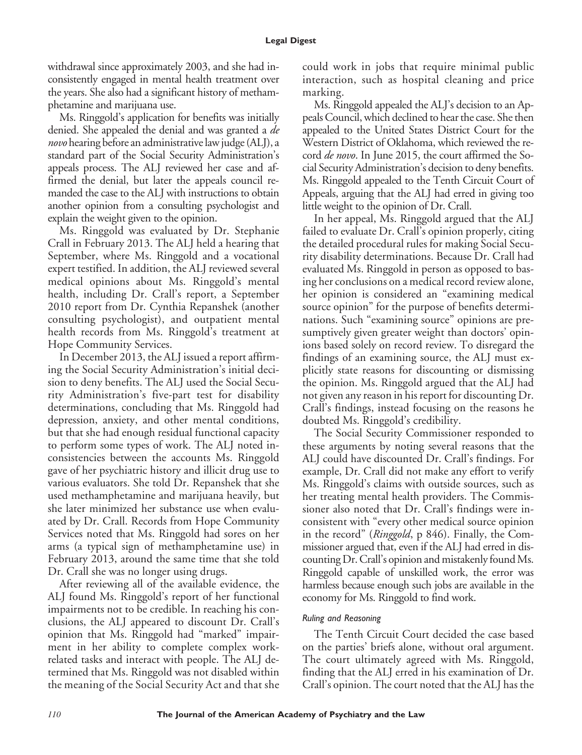withdrawal since approximately 2003, and she had inconsistently engaged in mental health treatment over the years. She also had a significant history of methamphetamine and marijuana use.

Ms. Ringgold's application for benefits was initially denied. She appealed the denial and was granted a *de novo* hearing before an administrative law judge (ALJ), a standard part of the Social Security Administration's appeals process. The ALJ reviewed her case and affirmed the denial, but later the appeals council remanded the case to the ALJ with instructions to obtain another opinion from a consulting psychologist and explain the weight given to the opinion.

Ms. Ringgold was evaluated by Dr. Stephanie Crall in February 2013. The ALJ held a hearing that September, where Ms. Ringgold and a vocational expert testified. In addition, the ALJ reviewed several medical opinions about Ms. Ringgold's mental health, including Dr. Crall's report, a September 2010 report from Dr. Cynthia Repanshek (another consulting psychologist), and outpatient mental health records from Ms. Ringgold's treatment at Hope Community Services.

In December 2013, the ALJ issued a report affirming the Social Security Administration's initial decision to deny benefits. The ALJ used the Social Security Administration's five-part test for disability determinations, concluding that Ms. Ringgold had depression, anxiety, and other mental conditions, but that she had enough residual functional capacity to perform some types of work. The ALJ noted inconsistencies between the accounts Ms. Ringgold gave of her psychiatric history and illicit drug use to various evaluators. She told Dr. Repanshek that she used methamphetamine and marijuana heavily, but she later minimized her substance use when evaluated by Dr. Crall. Records from Hope Community Services noted that Ms. Ringgold had sores on her arms (a typical sign of methamphetamine use) in February 2013, around the same time that she told Dr. Crall she was no longer using drugs.

After reviewing all of the available evidence, the ALJ found Ms. Ringgold's report of her functional impairments not to be credible. In reaching his conclusions, the ALJ appeared to discount Dr. Crall's opinion that Ms. Ringgold had "marked" impairment in her ability to complete complex work-related tasks and interact with people. The ALJ determined that Ms. Ringgold was not disabled within the meaning of the Social Security Act and that she could work in jobs that require minimal public interaction, such as hospital cleaning and price marking.

Ms. Ringgold appealed the ALJ's decision to an Appeals Council, which declined to hear the case. She then appealed to the United States District Court for the Western District of Oklahoma, which reviewed the record *de novo*. In June 2015, the court affirmed the Social Security Administration's decision to deny benefits. Ms. Ringgold appealed to the Tenth Circuit Court of Appeals, arguing that the ALJ had erred in giving too little weight to the opinion of Dr. Crall.

In her appeal, Ms. Ringgold argued that the ALJ failed to evaluate Dr. Crall's opinion properly, citing the detailed procedural rules for making Social Security disability determinations. Because Dr. Crall had evaluated Ms. Ringgold in person as opposed to basing her conclusions on a medical record review alone, her opinion is considered an "examining medical source opinion" for the purpose of benefits determinations. Such "examining source" opinions are presumptively given greater weight than doctors' opinions based solely on record review. To disregard the findings of an examining source, the ALJ must explicitly state reasons for discounting or dismissing the opinion. Ms. Ringgold argued that the ALJ had not given any reason in his report for discounting Dr. Crall's findings, instead focusing on the reasons he doubted Ms. Ringgold's credibility.

The Social Security Commissioner responded to these arguments by noting several reasons that the ALJ could have discounted Dr. Crall's findings. For example, Dr. Crall did not make any effort to verify Ms. Ringgold's claims with outside sources, such as her treating mental health providers. The Commissioner also noted that Dr. Crall's findings were inconsistent with "every other medical source opinion in the record" (*Ringgold*, p 846). Finally, the Commissioner argued that, even if the ALJ had erred in discounting Dr. Crall's opinion and mistakenly found Ms. Ringgold capable of unskilled work, the error was harmless because enough such jobs are available in the economy for Ms. Ringgold to find work.

### *Ruling and Reasoning*

The Tenth Circuit Court decided the case based on the parties' briefs alone, without oral argument. The court ultimately agreed with Ms. Ringgold, finding that the ALJ erred in his examination of Dr. Crall's opinion. The court noted that the ALJ has the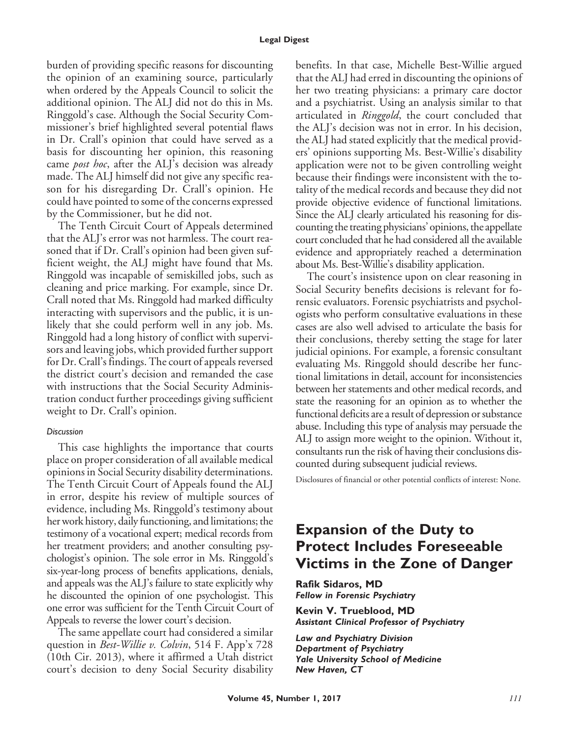burden of providing specific reasons for discounting the opinion of an examining source, particularly when ordered by the Appeals Council to solicit the additional opinion. The ALJ did not do this in Ms. Ringgold's case. Although the Social Security Commissioner's brief highlighted several potential flaws in Dr. Crall's opinion that could have served as a basis for discounting her opinion, this reasoning came *post hoc*, after the ALJ's decision was already made. The ALJ himself did not give any specific reason for his disregarding Dr. Crall's opinion. He could have pointed to some of the concerns expressed by the Commissioner, but he did not.

The Tenth Circuit Court of Appeals determined that the ALJ's error was not harmless. The court reasoned that if Dr. Crall's opinion had been given sufficient weight, the ALJ might have found that Ms. Ringgold was incapable of semiskilled jobs, such as cleaning and price marking. For example, since Dr. Crall noted that Ms. Ringgold had marked difficulty interacting with supervisors and the public, it is unlikely that she could perform well in any job. Ms. Ringgold had a long history of conflict with supervisors and leaving jobs, which provided further support for Dr. Crall's findings. The court of appeals reversed the district court's decision and remanded the case with instructions that the Social Security Administration conduct further proceedings giving sufficient weight to Dr. Crall's opinion.

*Discussion*

This case highlights the importance that courts place on proper consideration of all available medical opinions in Social Security disability determinations. The Tenth Circuit Court of Appeals found the ALJ in error, despite his review of multiple sources of evidence, including Ms. Ringgold's testimony about her work history, daily functioning, and limitations; the testimony of a vocational expert; medical records from her treatment providers; and another consulting psychologist's opinion. The sole error in Ms. Ringgold's six-year-long process of benefits applications, denials, and appeals was the ALJ's failure to state explicitly why he discounted the opinion of one psychologist. This one error was sufficient for the Tenth Circuit Court of Appeals to reverse the lower court's decision.

The same appellate court had considered a similar question in *Best-Willie v. Colvin*, 514 F. App'x 728 (10th Cir. 2013), where it affirmed a Utah district court's decision to deny Social Security disability benefits. In that case, Michelle Best-Willie argued that the ALJ had erred in discounting the opinions of her two treating physicians: a primary care doctor and a psychiatrist. Using an analysis similar to that articulated in *Ringgold*, the court concluded that the ALJ's decision was not in error. In his decision, the ALJ had stated explicitly that the medical providers' opinions supporting Ms. Best-Willie's disability application were not to be given controlling weight because their findings were inconsistent with the totality of the medical records and because they did not provide objective evidence of functional limitations. Since the ALJ clearly articulated his reasoning for discounting the treating physicians' opinions, the appellate court concluded that he had considered all the available evidence and appropriately reached a determination about Ms. Best-Willie's disability application.

The court's insistence upon clear reasoning in Social Security benefits decisions is relevant for forensic evaluators. Forensic psychiatrists and psychologists who perform consultative evaluations in these cases are also well advised to articulate the basis for their conclusions, thereby setting the stage for later judicial opinions. For example, a forensic consultant evaluating Ms. Ringgold should describe her functional limitations in detail, account for inconsistencies between her statements and other medical records, and state the reasoning for an opinion as to whether the functional deficits are a result of depression or substance abuse. Including this type of analysis may persuade the ALJ to assign more weight to the opinion. Without it, consultants run the risk of having their conclusions discounted during subsequent judicial reviews.

Disclosures of financial or other potential conflicts of interest: None.

## Expansion of the Duty to Protect Includes Foreseeable Victims in the Zone of Danger

**Rafik Sidaros, MD**
***Fellow in Forensic Psychiatry***

**Kevin V. Trueblood, MD**
***Assistant Clinical Professor of Psychiatry***

***Law and Psychiatry Division***
***Department of Psychiatry***
***Yale University School of Medicine***
***New Haven, CT***